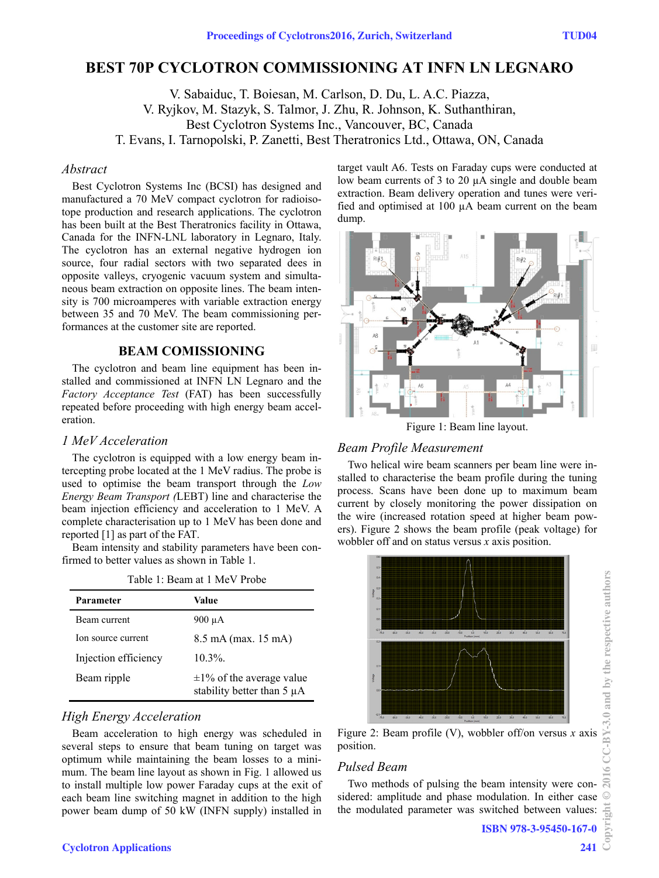# BEST 70P CYCLOTRON COMMISSIONING AT INFN LN LEGNARO

V. Sabaiduc, T. Boiesan, M. Carlson, D. Du, L. A.C. Piazza, V. Ryjkov, M. Stazyk, S. Talmor, J. Zhu, R. Johnson, K. Suthanthiran, Best Cyclotron Systems Inc., Vancouver, BC, Canada
T. Evans, I. Tarnopolski, P. Zanetti, Best Theratronics Ltd., Ottawa, ON, Canada

### *Abstract*

Best Cyclotron Systems Inc (BCSI) has designed and manufactured a 70 MeV compact cyclotron for radioisotope production and research applications. The cyclotron has been built at the Best Theratronics facility in Ottawa, Canada for the INFN-LNL laboratory in Legnaro, Italy. The cyclotron has an external negative hydrogen ion source, four radial sectors with two separated dees in opposite valleys, cryogenic vacuum system and simultaneous beam extraction on opposite lines. The beam intensity is 700 microamperes with variable extraction energy between 35 and 70 MeV. The beam commissioning performances at the customer site are reported.

## BEAM COMISSIONING

The cyclotron and beam line equipment has been installed and commissioned at INFN LN Legnaro and the *Factory Acceptance Test* (FAT) has been successfully repeated before proceeding with high energy beam acceleration.

### *1 MeV Acceleration*

The cyclotron is equipped with a low energy beam intercepting probe located at the 1 MeV radius. The probe is used to optimise the beam transport through the *Low Energy Beam Transport (*LEBT) line and characterise the beam injection efficiency and acceleration to 1 MeV. A complete characterisation up to 1 MeV has been done and reported [1] as part of the FAT.

Beam intensity and stability parameters have been confirmed to better values as shown in Table 1.

Table 1: Beam at 1 MeV Probe

| Parameter | Value |
|---|---|
| Beam current | 900 µA |
| Ion source current | 8.5 mA (max. 15 mA) |
| Injection efficiency | 10.3%. |
| Beam ripple | ±1% of the average value stability better than 5 µA |

### *High Energy Acceleration*

Beam acceleration to high energy was scheduled in several steps to ensure that beam tuning on target was optimum while maintaining the beam losses to a minimum. The beam line layout as shown in Fig. 1 allowed us to install multiple low power Faraday cups at the exit of each beam line switching magnet in addition to the high power beam dump of 50 kW (INFN supply) installed in target vault A6. Tests on Faraday cups were conducted at low beam currents of 3 to 20 µA single and double beam extraction. Beam delivery operation and tunes were verified and optimised at 100 µA beam current on the beam dump.

Figure 1: Beam line layout.

### *Beam Profile Measurement*

Two helical wire beam scanners per beam line were installed to characterise the beam profile during the tuning process. Scans have been done up to maximum beam current by closely monitoring the power dissipation on the wire (increased rotation speed at higher beam powers). Figure 2 shows the beam profile (peak voltage) for wobbler off and on status versus $x$ axis position.

Figure 2: Beam profile (V), wobbler off/on versus $x$ axis position.

### *Pulsed Beam*

Two methods of pulsing the beam intensity were considered: amplitude and phase modulation. In either case the modulated parameter was switched between values: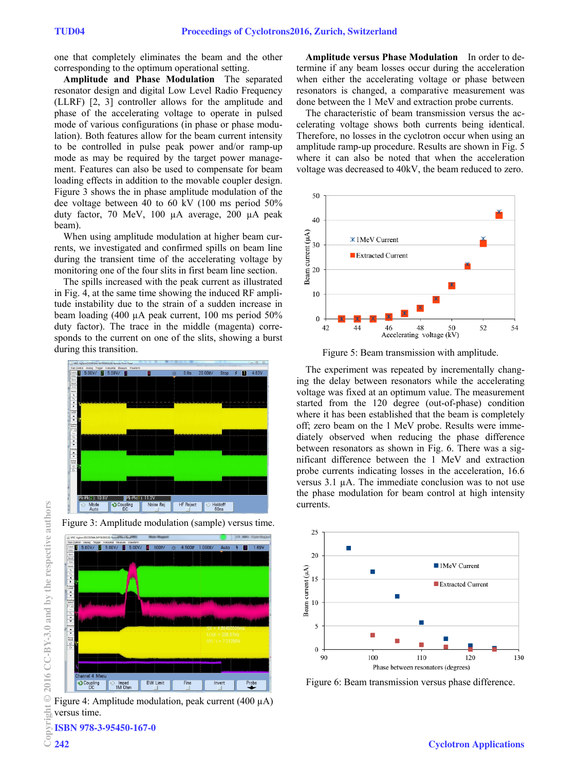one that completely eliminates the beam and the other corresponding to the optimum operational setting.

**Amplitude and Phase Modulation** The separated resonator design and digital Low Level Radio Frequency (LLRF) [2, 3] controller allows for the amplitude and phase of the accelerating voltage to operate in pulsed mode of various configurations (in phase or phase modulation). Both features allow for the beam current intensity to be controlled in pulse peak power and/or ramp-up mode as may be required by the target power management. Features can also be used to compensate for beam loading effects in addition to the movable coupler design. Figure 3 shows the in phase amplitude modulation of the dee voltage between 40 to 60 kV (100 ms period 50% duty factor, 70 MeV, 100 µA average, 200 µA peak beam).

When using amplitude modulation at higher beam currents, we investigated and confirmed spills on beam line during the transient time of the accelerating voltage by monitoring one of the four slits in first beam line section.

The spills increased with the peak current as illustrated in Fig. 4, at the same time showing the induced RF amplitude instability due to the strain of a sudden increase in beam loading (400 µA peak current, 100 ms period 50% duty factor). The trace in the middle (magenta) corresponds to the current on one of the slits, showing a burst during this transition.

Figure 3: Amplitude modulation (sample) versus time.

Figure 4: Amplitude modulation, peak current (400 µA) versus time.

**Amplitude versus Phase Modulation** In order to determine if any beam losses occur during the acceleration when either the accelerating voltage or phase between resonators is changed, a comparative measurement was done between the 1 MeV and extraction probe currents.

The characteristic of beam transmission versus the accelerating voltage shows both currents being identical. Therefore, no losses in the cyclotron occur when using an amplitude ramp-up procedure. Results are shown in Fig. 5 where it can also be noted that when the acceleration voltage was decreased to 40kV, the beam reduced to zero.

Figure 5: Beam transmission with amplitude.

The experiment was repeated by incrementally changing the delay between resonators while the accelerating voltage was fixed at an optimum value. The measurement started from the 120 degree (out-of-phase) condition where it has been established that the beam is completely off; zero beam on the 1 MeV probe. Results were immediately observed when reducing the phase difference between resonators as shown in Fig. 6. There was a significant difference between the 1 MeV and extraction probe currents indicating losses in the acceleration, 16.6 versus 3.1 µA. The immediate conclusion was to not use the phase modulation for beam control at high intensity currents.

Figure 6: Beam transmission versus phase difference.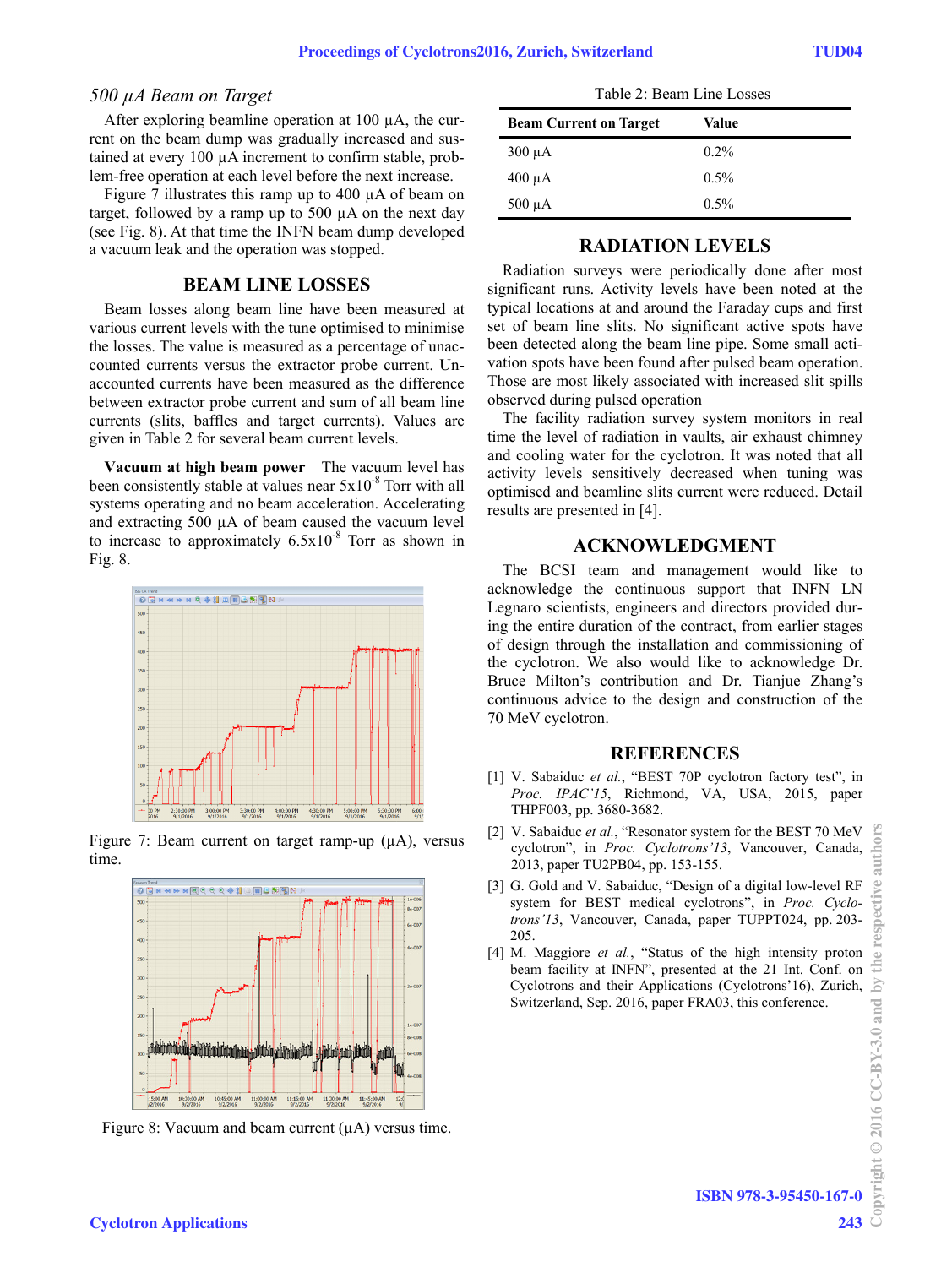### 500 µA Beam on Target

After exploring beamline operation at 100 µA, the current on the beam dump was gradually increased and sustained at every 100 µA increment to confirm stable, problem-free operation at each level before the next increase.

Figure 7 illustrates this ramp up to 400 µA of beam on target, followed by a ramp up to 500 µA on the next day (see Fig. 8). At that time the INFN beam dump developed a vacuum leak and the operation was stopped.

## BEAM LINE LOSSES

Beam losses along beam line have been measured at various current levels with the tune optimised to minimise the losses. The value is measured as a percentage of unaccounted currents versus the extractor probe current. Unaccounted currents have been measured as the difference between extractor probe current and sum of all beam line currents (slits, baffles and target currents). Values are given in Table 2 for several beam current levels.

**Vacuum at high beam power** The vacuum level has been consistently stable at values near $5 \times 10^{-8}$ Torr with all systems operating and no beam acceleration. Accelerating and extracting 500 µA of beam caused the vacuum level to increase to approximately $6.5 \times 10^{-8}$ Torr as shown in Fig. 8.

Figure 7: Beam current on target ramp-up (µA), versus time.

Figure 8: Vacuum and beam current (µA) versus time.

Table 2: Beam Line Losses

| Beam Current on Target | Value |
|---|---|
| 300 µA | 0.2% |
| 400 µA | 0.5% |
| 500 µA | 0.5% |

## RADIATION LEVELS

Radiation surveys were periodically done after most significant runs. Activity levels have been noted at the typical locations at and around the Faraday cups and first set of beam line slits. No significant active spots have been detected along the beam line pipe. Some small activation spots have been found after pulsed beam operation. Those are most likely associated with increased slit spills observed during pulsed operation

The facility radiation survey system monitors in real time the level of radiation in vaults, air exhaust chimney and cooling water for the cyclotron. It was noted that all activity levels sensitively decreased when tuning was optimised and beamline slits current were reduced. Detail results are presented in [4].

## ACKNOWLEDGMENT

The BCSI team and management would like to acknowledge the continuous support that INFN LN Legnaro scientists, engineers and directors provided during the entire duration of the contract, from earlier stages of design through the installation and commissioning of the cyclotron. We also would like to acknowledge Dr. Bruce Milton's contribution and Dr. Tianjue Zhang's continuous advice to the design and construction of the 70 MeV cyclotron.

## REFERENCES

[1] V. Sabaiduc *et al.*, "BEST 70P cyclotron factory test", in *Proc. IPAC'15*, Richmond, VA, USA, 2015, paper THPF003, pp. 3680-3682.

[2] V. Sabaiduc *et al.*, "Resonator system for the BEST 70 MeV cyclotron", in *Proc. Cyclotrons'13*, Vancouver, Canada, 2013, paper TU2PB04, pp. 153-155.

[3] G. Gold and V. Sabaiduc, "Design of a digital low-level RF system for BEST medical cyclotrons", in *Proc. Cyclotrons'13*, Vancouver, Canada, paper TUPPT024, pp. 203-205.

[4] M. Maggiore *et al.*, "Status of the high intensity proton beam facility at INFN", presented at the 21 Int. Conf. on Cyclotrons and their Applications (Cyclotrons'16), Zurich, Switzerland, Sep. 2016, paper FRA03, this conference.